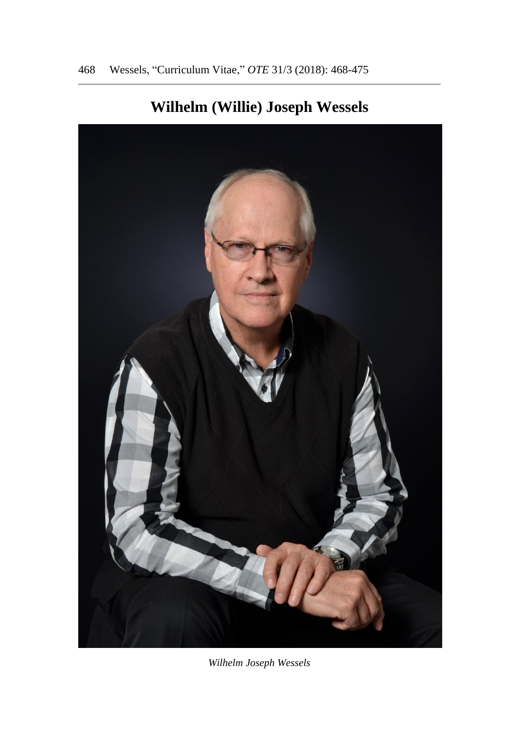# Wilhelm (Willie) Joseph Wessels

*Wilhelm Joseph Wessels*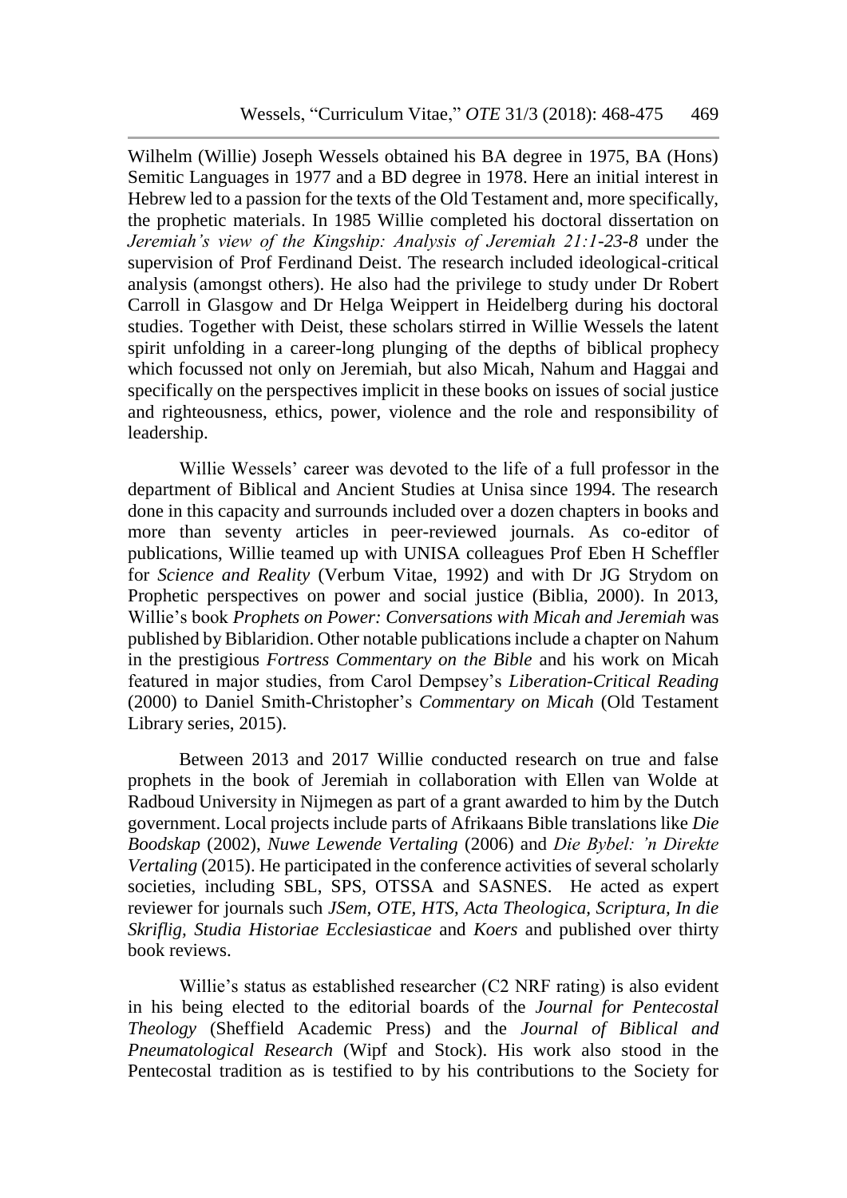Wilhelm (Willie) Joseph Wessels obtained his BA degree in 1975, BA (Hons) Semitic Languages in 1977 and a BD degree in 1978. Here an initial interest in Hebrew led to a passion for the texts of the Old Testament and, more specifically, the prophetic materials. In 1985 Willie completed his doctoral dissertation on *Jeremiah's view of the Kingship: Analysis of Jeremiah 21:1-23-8* under the supervision of Prof Ferdinand Deist. The research included ideological-critical analysis (amongst others). He also had the privilege to study under Dr Robert Carroll in Glasgow and Dr Helga Weippert in Heidelberg during his doctoral studies. Together with Deist, these scholars stirred in Willie Wessels the latent spirit unfolding in a career-long plunging of the depths of biblical prophecy which focussed not only on Jeremiah, but also Micah, Nahum and Haggai and specifically on the perspectives implicit in these books on issues of social justice and righteousness, ethics, power, violence and the role and responsibility of leadership.

Willie Wessels' career was devoted to the life of a full professor in the department of Biblical and Ancient Studies at Unisa since 1994. The research done in this capacity and surrounds included over a dozen chapters in books and more than seventy articles in peer-reviewed journals. As co-editor of publications, Willie teamed up with UNISA colleagues Prof Eben H Scheffler for *Science and Reality* (Verbum Vitae, 1992) and with Dr JG Strydom on Prophetic perspectives on power and social justice (Biblia, 2000). In 2013, Willie's book *Prophets on Power: Conversations with Micah and Jeremiah* was published by Biblaridion. Other notable publications include a chapter on Nahum in the prestigious *Fortress Commentary on the Bible* and his work on Micah featured in major studies, from Carol Dempsey's *Liberation-Critical Reading* (2000) to Daniel Smith-Christopher's *Commentary on Micah* (Old Testament Library series, 2015).

Between 2013 and 2017 Willie conducted research on true and false prophets in the book of Jeremiah in collaboration with Ellen van Wolde at Radboud University in Nijmegen as part of a grant awarded to him by the Dutch government. Local projects include parts of Afrikaans Bible translations like *Die Boodskap* (2002), *Nuwe Lewende Vertaling* (2006) and *Die Bybel: 'n Direkte Vertaling* (2015). He participated in the conference activities of several scholarly societies, including SBL, SPS, OTSSA and SASNES. He acted as expert reviewer for journals such *JSem, OTE, HTS, Acta Theologica, Scriptura, In die Skriflig, Studia Historiae Ecclesiasticae* and *Koers* and published over thirty book reviews.

Willie's status as established researcher (C2 NRF rating) is also evident in his being elected to the editorial boards of the *Journal for Pentecostal Theology* (Sheffield Academic Press) and the *Journal of Biblical and Pneumatological Research* (Wipf and Stock). His work also stood in the Pentecostal tradition as is testified to by his contributions to the Society for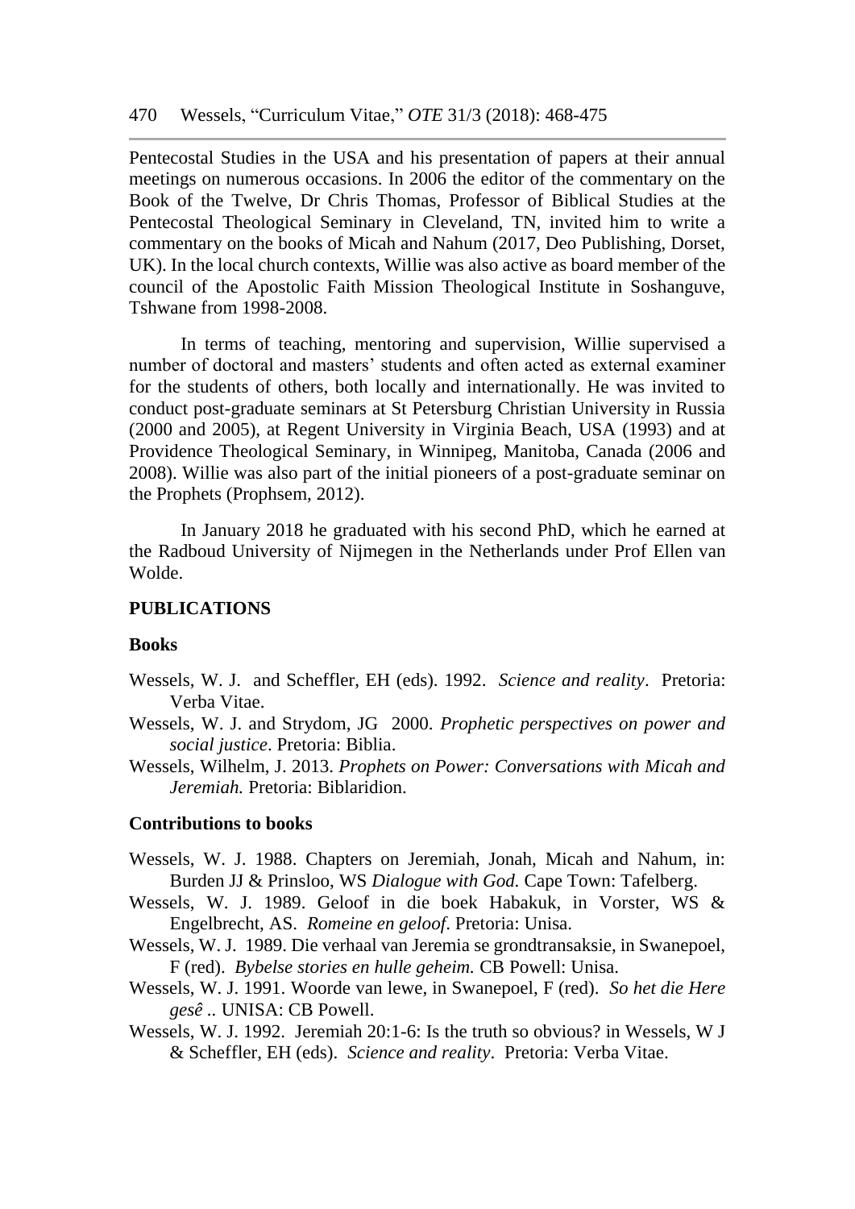Pentecostal Studies in the USA and his presentation of papers at their annual meetings on numerous occasions. In 2006 the editor of the commentary on the Book of the Twelve, Dr Chris Thomas, Professor of Biblical Studies at the Pentecostal Theological Seminary in Cleveland, TN, invited him to write a commentary on the books of Micah and Nahum (2017, Deo Publishing, Dorset, UK). In the local church contexts, Willie was also active as board member of the council of the Apostolic Faith Mission Theological Institute in Soshanguve, Tshwane from 1998-2008.

In terms of teaching, mentoring and supervision, Willie supervised a number of doctoral and masters' students and often acted as external examiner for the students of others, both locally and internationally. He was invited to conduct post-graduate seminars at St Petersburg Christian University in Russia (2000 and 2005), at Regent University in Virginia Beach, USA (1993) and at Providence Theological Seminary, in Winnipeg, Manitoba, Canada (2006 and 2008). Willie was also part of the initial pioneers of a post-graduate seminar on the Prophets (Prophsem, 2012).

In January 2018 he graduated with his second PhD, which he earned at the Radboud University of Nijmegen in the Netherlands under Prof Ellen van Wolde.

## PUBLICATIONS

### Books

Wessels, W. J. and Scheffler, EH (eds). 1992. *Science and reality*. Pretoria: Verba Vitae.

Wessels, W. J. and Strydom, JG 2000. *Prophetic perspectives on power and social justice*. Pretoria: Biblia.

Wessels, Wilhelm, J. 2013. *Prophets on Power: Conversations with Micah and Jeremiah.* Pretoria: Biblaridion.

### Contributions to books

Wessels, W. J. 1988. Chapters on Jeremiah, Jonah, Micah and Nahum, in: Burden JJ & Prinsloo, WS *Dialogue with God.* Cape Town: Tafelberg.

Wessels, W. J. 1989. Geloof in die boek Habakuk, in Vorster, WS & Engelbrecht, AS. *Romeine en geloof*. Pretoria: Unisa.

Wessels, W. J. 1989. Die verhaal van Jeremia se grondtransaksie, in Swanepoel, F (red). *Bybelse stories en hulle geheim.* CB Powell: Unisa.

Wessels, W. J. 1991. Woorde van lewe, in Swanepoel, F (red). *So het die Here gesê ..* UNISA: CB Powell.

Wessels, W. J. 1992. Jeremiah 20:1-6: Is the truth so obvious? in Wessels, W J & Scheffler, EH (eds). *Science and reality*. Pretoria: Verba Vitae.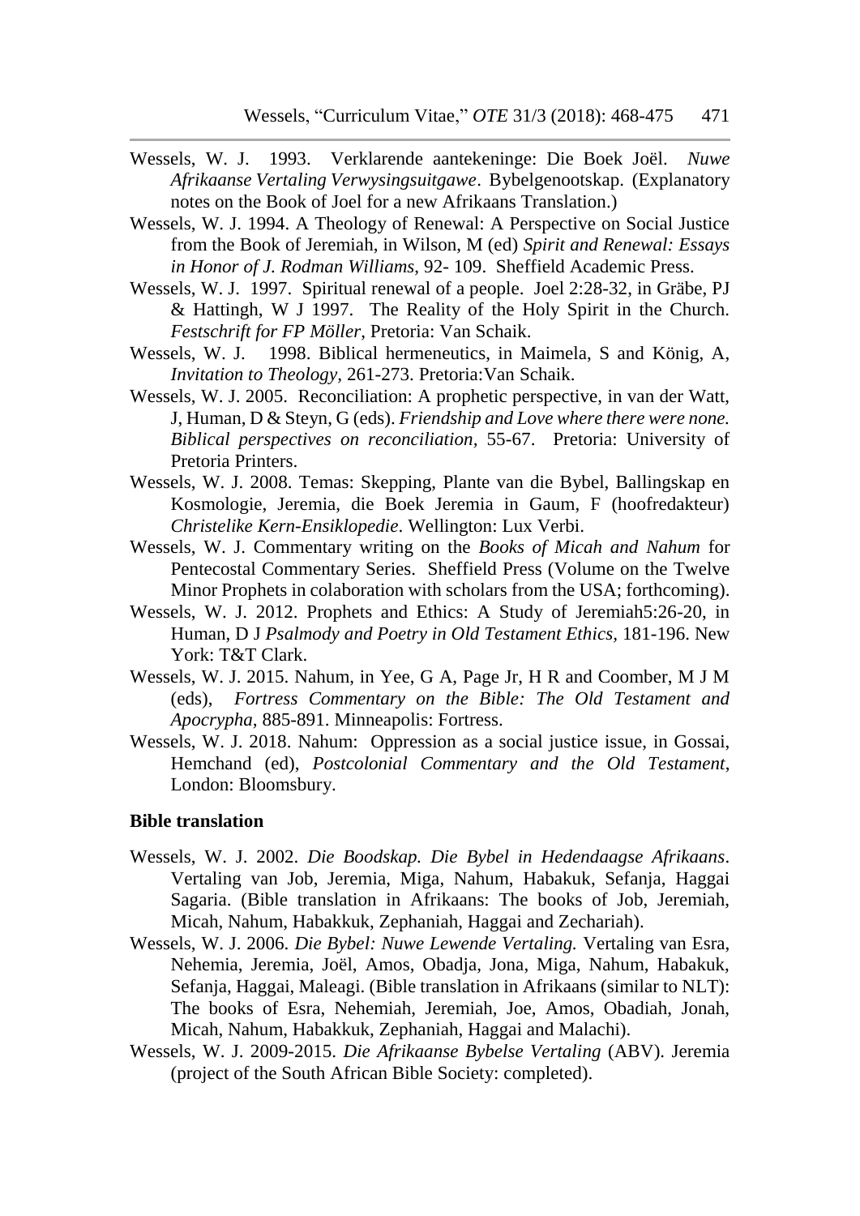Wessels, W. J. 1993. Verklarende aantekeninge: Die Boek Joël. *Nuwe Afrikaanse Vertaling Verwysingsuitgawe*. Bybelgenootskap. (Explanatory notes on the Book of Joel for a new Afrikaans Translation.)

Wessels, W. J. 1994. A Theology of Renewal: A Perspective on Social Justice from the Book of Jeremiah, in Wilson, M (ed) *Spirit and Renewal: Essays in Honor of J. Rodman Williams*, 92- 109. Sheffield Academic Press.

Wessels, W. J. 1997. Spiritual renewal of a people. Joel 2:28-32, in Gräbe, PJ & Hattingh, W J 1997. The Reality of the Holy Spirit in the Church. *Festschrift for FP Möller*, Pretoria: Van Schaik.

Wessels, W. J. 1998. Biblical hermeneutics, in Maimela, S and König, A, *Invitation to Theology*, 261-273. Pretoria:Van Schaik.

Wessels, W. J. 2005. Reconciliation: A prophetic perspective, in van der Watt, J, Human, D & Steyn, G (eds). *Friendship and Love where there were none. Biblical perspectives on reconciliation*, 55-67. Pretoria: University of Pretoria Printers.

Wessels, W. J. 2008. Temas: Skepping, Plante van die Bybel, Ballingskap en Kosmologie, Jeremia, die Boek Jeremia in Gaum, F (hoofredakteur) *Christelike Kern-Ensiklopedie*. Wellington: Lux Verbi.

Wessels, W. J. Commentary writing on the *Books of Micah and Nahum* for Pentecostal Commentary Series. Sheffield Press (Volume on the Twelve Minor Prophets in colaboration with scholars from the USA; forthcoming).

Wessels, W. J. 2012. Prophets and Ethics: A Study of Jeremiah5:26-20, in Human, D J *Psalmody and Poetry in Old Testament Ethics*, 181-196. New York: T&T Clark.

Wessels, W. J. 2015. Nahum, in Yee, G A, Page Jr, H R and Coomber, M J M (eds), *Fortress Commentary on the Bible: The Old Testament and Apocrypha*, 885-891. Minneapolis: Fortress.

Wessels, W. J. 2018. Nahum: Oppression as a social justice issue, in Gossai, Hemchand (ed), *Postcolonial Commentary and the Old Testament*, London: Bloomsbury.

**Bible translation**

Wessels, W. J. 2002. *Die Boodskap. Die Bybel in Hedendaagse Afrikaans*. Vertaling van Job, Jeremia, Miga, Nahum, Habakuk, Sefanja, Haggai Sagaria. (Bible translation in Afrikaans: The books of Job, Jeremiah, Micah, Nahum, Habakkuk, Zephaniah, Haggai and Zechariah).

Wessels, W. J. 2006. *Die Bybel: Nuwe Lewende Vertaling.* Vertaling van Esra, Nehemia, Jeremia, Joël, Amos, Obadja, Jona, Miga, Nahum, Habakuk, Sefanja, Haggai, Maleagi. (Bible translation in Afrikaans (similar to NLT): The books of Esra, Nehemiah, Jeremiah, Joe, Amos, Obadiah, Jonah, Micah, Nahum, Habakkuk, Zephaniah, Haggai and Malachi).

Wessels, W. J. 2009-2015. *Die Afrikaanse Bybelse Vertaling* (ABV). Jeremia (project of the South African Bible Society: completed).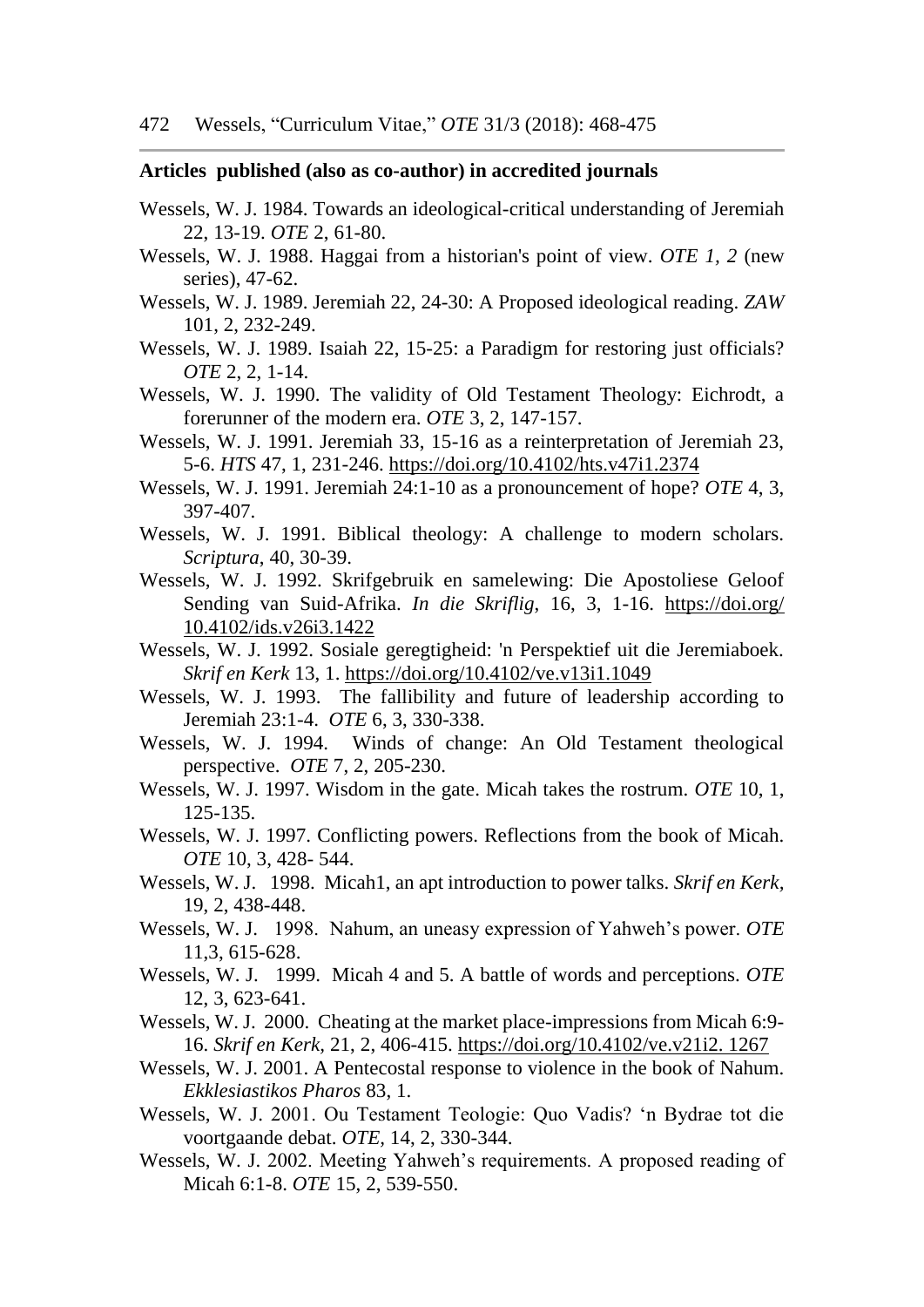**Articles published (also as co-author) in accredited journals**

Wessels, W. J. 1984. Towards an ideological-critical understanding of Jeremiah 22, 13-19. *OTE* 2, 61-80.

Wessels, W. J. 1988. Haggai from a historian's point of view. *OTE 1, 2* (new series), 47-62.

Wessels, W. J. 1989. Jeremiah 22, 24-30: A Proposed ideological reading. *ZAW* 101, 2, 232-249.

Wessels, W. J. 1989. Isaiah 22, 15-25: a Paradigm for restoring just officials? *OTE* 2, 2, 1-14.

Wessels, W. J. 1990. The validity of Old Testament Theology: Eichrodt, a forerunner of the modern era. *OTE* 3, 2, 147-157.

Wessels, W. J. 1991. Jeremiah 33, 15-16 as a reinterpretation of Jeremiah 23, 5-6. *HTS* 47, 1, 231-246. https://doi.org/10.4102/hts.v47i1.2374

Wessels, W. J. 1991. Jeremiah 24:1-10 as a pronouncement of hope? *OTE* 4, 3, 397-407.

Wessels, W. J. 1991. Biblical theology: A challenge to modern scholars. *Scriptura*, 40, 30-39.

Wessels, W. J. 1992. Skrifgebruik en samelewing: Die Apostoliese Geloof Sending van Suid-Afrika. *In die Skriflig*, 16, 3, 1-16. https://doi.org/10.4102/ids.v26i3.1422

Wessels, W. J. 1992. Sosiale geregtigheid: 'n Perspektief uit die Jeremiaboek. *Skrif en Kerk* 13, 1. https://doi.org/10.4102/ve.v13i1.1049

Wessels, W. J. 1993. The fallibility and future of leadership according to Jeremiah 23:1-4. *OTE* 6, 3, 330-338.

Wessels, W. J. 1994. Winds of change: An Old Testament theological perspective. *OTE* 7, 2, 205-230.

Wessels, W. J. 1997. Wisdom in the gate. Micah takes the rostrum. *OTE* 10, 1, 125-135.

Wessels, W. J. 1997. Conflicting powers. Reflections from the book of Micah. *OTE* 10, 3, 428- 544.

Wessels, W. J. 1998. Micah1, an apt introduction to power talks. *Skrif en Kerk*, 19, 2, 438-448.

Wessels, W. J. 1998. Nahum, an uneasy expression of Yahweh's power. *OTE* 11,3, 615-628.

Wessels, W. J. 1999. Micah 4 and 5. A battle of words and perceptions. *OTE* 12, 3, 623-641.

Wessels, W. J. 2000. Cheating at the market place-impressions from Micah 6:9-16. *Skrif en Kerk*, 21, 2, 406-415. https://doi.org/10.4102/ve.v21i2. 1267

Wessels, W. J. 2001. A Pentecostal response to violence in the book of Nahum. *Ekklesiastikos Pharos* 83, 1.

Wessels, W. J. 2001. Ou Testament Teologie: Quo Vadis? 'n Bydrae tot die voortgaande debat. *OTE*, 14, 2, 330-344.

Wessels, W. J. 2002. Meeting Yahweh's requirements. A proposed reading of Micah 6:1-8. *OTE* 15, 2, 539-550.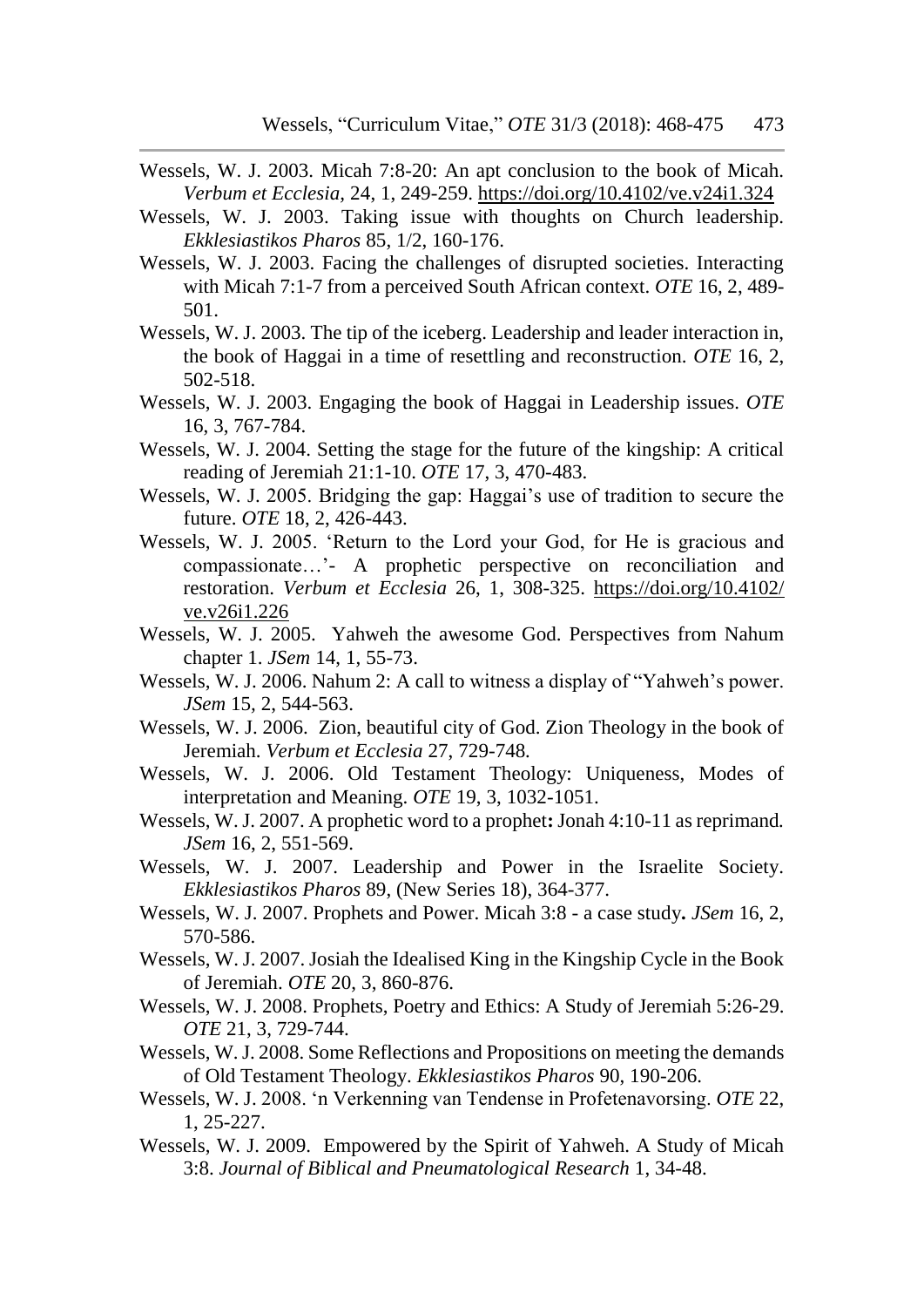Wessels, W. J. 2003. Micah 7:8-20: An apt conclusion to the book of Micah. *Verbum et Ecclesia*, 24, 1, 249-259. https://doi.org/10.4102/ve.v24i1.324

Wessels, W. J. 2003. Taking issue with thoughts on Church leadership. *Ekklesiastikos Pharos* 85, 1/2, 160-176.

Wessels, W. J. 2003. Facing the challenges of disrupted societies. Interacting with Micah 7:1-7 from a perceived South African context. *OTE* 16, 2, 489-501.

Wessels, W. J. 2003. The tip of the iceberg. Leadership and leader interaction in, the book of Haggai in a time of resettling and reconstruction. *OTE* 16, 2, 502-518.

Wessels, W. J. 2003. Engaging the book of Haggai in Leadership issues. *OTE* 16, 3, 767-784.

Wessels, W. J. 2004. Setting the stage for the future of the kingship: A critical reading of Jeremiah 21:1-10. *OTE* 17, 3, 470-483.

Wessels, W. J. 2005. Bridging the gap: Haggai's use of tradition to secure the future. *OTE* 18, 2, 426-443.

Wessels, W. J. 2005. 'Return to the Lord your God, for He is gracious and compassionate…'- A prophetic perspective on reconciliation and restoration. *Verbum et Ecclesia* 26, 1, 308-325. https://doi.org/10.4102/ve.v26i1.226

Wessels, W. J. 2005. Yahweh the awesome God. Perspectives from Nahum chapter 1. *JSem* 14, 1, 55-73.

Wessels, W. J. 2006. Nahum 2: A call to witness a display of "Yahweh's power. *JSem* 15, 2, 544-563.

Wessels, W. J. 2006. Zion, beautiful city of God. Zion Theology in the book of Jeremiah. *Verbum et Ecclesia* 27, 729-748.

Wessels, W. J. 2006. Old Testament Theology: Uniqueness, Modes of interpretation and Meaning. *OTE* 19, 3, 1032-1051.

Wessels, W. J. 2007. A prophetic word to a prophet**:** Jonah 4:10-11 as reprimand. *JSem* 16, 2, 551-569.

Wessels, W. J. 2007. Leadership and Power in the Israelite Society. *Ekklesiastikos Pharos* 89, (New Series 18), 364-377.

Wessels, W. J. 2007. Prophets and Power. Micah 3:8 - a case study**.** *JSem* 16, 2, 570-586.

Wessels, W. J. 2007. Josiah the Idealised King in the Kingship Cycle in the Book of Jeremiah. *OTE* 20, 3, 860-876.

Wessels, W. J. 2008. Prophets, Poetry and Ethics: A Study of Jeremiah 5:26-29. *OTE* 21, 3, 729-744.

Wessels, W. J. 2008. Some Reflections and Propositions on meeting the demands of Old Testament Theology. *Ekklesiastikos Pharos* 90, 190-206.

Wessels, W. J. 2008. 'n Verkenning van Tendense in Profetenavorsing. *OTE* 22, 1, 25-227.

Wessels, W. J. 2009. Empowered by the Spirit of Yahweh. A Study of Micah 3:8. *Journal of Biblical and Pneumatological Research* 1, 34-48.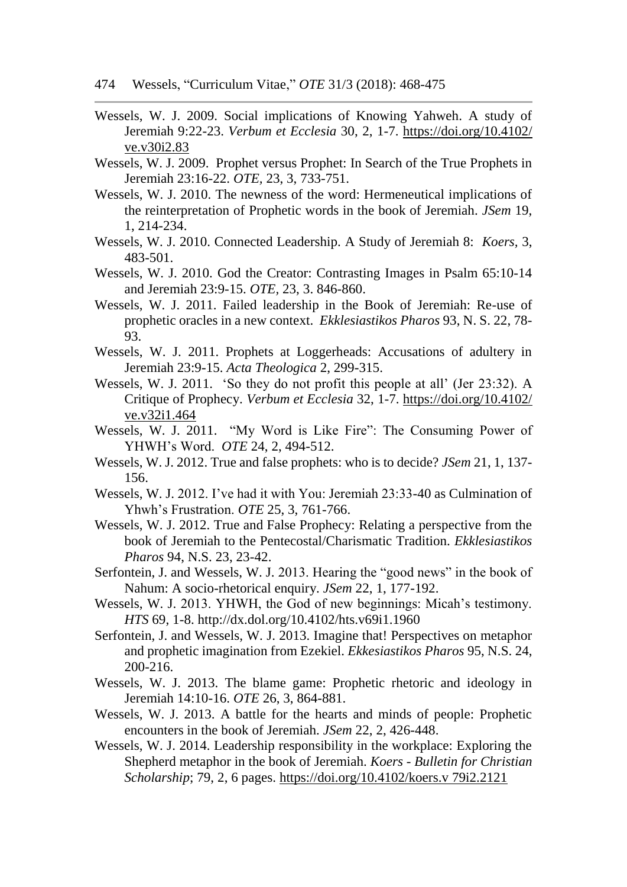Wessels, W. J. 2009. Social implications of Knowing Yahweh. A study of Jeremiah 9:22-23. *Verbum et Ecclesia* 30, 2, 1-7. https://doi.org/10.4102/ve.v30i2.83

Wessels, W. J. 2009. Prophet versus Prophet: In Search of the True Prophets in Jeremiah 23:16-22. *OTE,* 23, 3, 733-751.

Wessels, W. J. 2010. The newness of the word: Hermeneutical implications of the reinterpretation of Prophetic words in the book of Jeremiah. *JSem* 19, 1, 214-234.

Wessels, W. J. 2010. Connected Leadership. A Study of Jeremiah 8: *Koers,* 3, 483-501.

Wessels, W. J. 2010. God the Creator: Contrasting Images in Psalm 65:10-14 and Jeremiah 23:9-15. *OTE,* 23, 3. 846-860.

Wessels, W. J. 2011. Failed leadership in the Book of Jeremiah: Re-use of prophetic oracles in a new context. *Ekklesiastikos Pharos* 93, N. S. 22, 78-93.

Wessels, W. J. 2011. Prophets at Loggerheads: Accusations of adultery in Jeremiah 23:9-15. *Acta Theologica* 2, 299-315.

Wessels, W. J. 2011. 'So they do not profit this people at all' (Jer 23:32). A Critique of Prophecy. *Verbum et Ecclesia* 32, 1-7. https://doi.org/10.4102/ve.v32i1.464

Wessels, W. J. 2011. "My Word is Like Fire": The Consuming Power of YHWH's Word. *OTE* 24, 2, 494-512.

Wessels, W. J. 2012. True and false prophets: who is to decide? *JSem* 21, 1, 137-156.

Wessels, W. J. 2012. I've had it with You: Jeremiah 23:33-40 as Culmination of Yhwh's Frustration. *OTE* 25, 3, 761-766.

Wessels, W. J. 2012. True and False Prophecy: Relating a perspective from the book of Jeremiah to the Pentecostal/Charismatic Tradition. *Ekklesiastikos Pharos* 94, N.S. 23, 23-42.

Serfontein, J. and Wessels, W. J. 2013. Hearing the "good news" in the book of Nahum: A socio-rhetorical enquiry. *JSem* 22, 1, 177-192.

Wessels, W. J. 2013. YHWH, the God of new beginnings: Micah's testimony. *HTS* 69, 1-8. http://dx.dol.org/10.4102/hts.v69i1.1960

Serfontein, J. and Wessels, W. J. 2013. Imagine that! Perspectives on metaphor and prophetic imagination from Ezekiel. *Ekkesiastikos Pharos* 95, N.S. 24, 200-216.

Wessels, W. J. 2013. The blame game: Prophetic rhetoric and ideology in Jeremiah 14:10-16. *OTE* 26, 3, 864-881.

Wessels, W. J. 2013. A battle for the hearts and minds of people: Prophetic encounters in the book of Jeremiah. *JSem* 22, 2, 426-448.

Wessels, W. J. 2014. Leadership responsibility in the workplace: Exploring the Shepherd metaphor in the book of Jeremiah. *Koers - Bulletin for Christian Scholarship*; 79, 2, 6 pages. https://doi.org/10.4102/koers.v 79i2.2121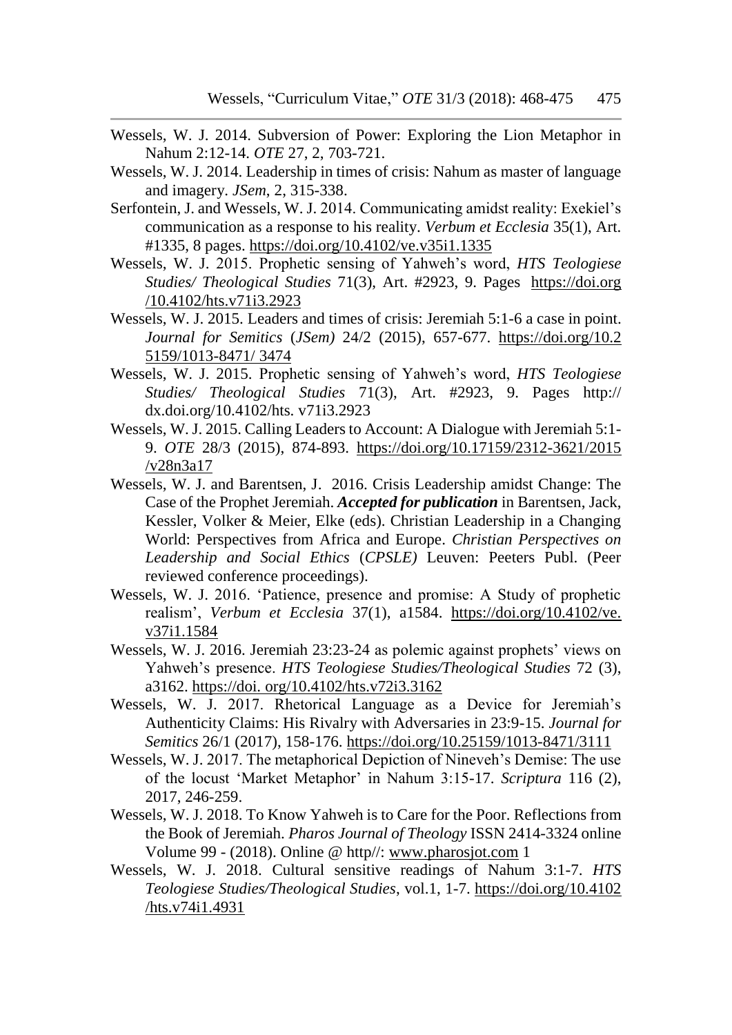Wessels, W. J. 2014. Subversion of Power: Exploring the Lion Metaphor in Nahum 2:12-14. *OTE* 27, 2, 703-721.

Wessels, W. J. 2014. Leadership in times of crisis: Nahum as master of language and imagery. *JSem*, 2, 315-338.

Serfontein, J. and Wessels, W. J. 2014. Communicating amidst reality: Exekiel's communication as a response to his reality. *Verbum et Ecclesia* 35(1), Art. #1335, 8 pages. https://doi.org/10.4102/ve.v35i1.1335

Wessels, W. J. 2015. Prophetic sensing of Yahweh's word, *HTS Teologiese Studies/ Theological Studies* 71(3), Art. #2923, 9. Pages https://doi.org /10.4102/hts.v71i3.2923

Wessels, W. J. 2015. Leaders and times of crisis: Jeremiah 5:1-6 a case in point. *Journal for Semitics* (*JSem)* 24/2 (2015), 657-677. https://doi.org/10.2 5159/1013-8471/ 3474

Wessels, W. J. 2015. Prophetic sensing of Yahweh's word, *HTS Teologiese Studies/ Theological Studies* 71(3), Art. #2923, 9. Pages http:// dx.doi.org/10.4102/hts. v71i3.2923

Wessels, W. J. 2015. Calling Leaders to Account: A Dialogue with Jeremiah 5:1-9. *OTE* 28/3 (2015), 874-893. https://doi.org/10.17159/2312-3621/2015 /v28n3a17

Wessels, W. J. and Barentsen, J. 2016. Crisis Leadership amidst Change: The Case of the Prophet Jeremiah. ***Accepted for publication*** in Barentsen, Jack, Kessler, Volker & Meier, Elke (eds). Christian Leadership in a Changing World: Perspectives from Africa and Europe. *Christian Perspectives on Leadership and Social Ethics* (*CPSLE)* Leuven: Peeters Publ. (Peer reviewed conference proceedings).

Wessels, W. J. 2016. 'Patience, presence and promise: A Study of prophetic realism', *Verbum et Ecclesia* 37(1), a1584. https://doi.org/10.4102/ve. v37i1.1584

Wessels, W. J. 2016. Jeremiah 23:23-24 as polemic against prophets' views on Yahweh's presence. *HTS Teologiese Studies/Theological Studies* 72 (3), a3162. https://doi. org/10.4102/hts.v72i3.3162

Wessels, W. J. 2017. Rhetorical Language as a Device for Jeremiah's Authenticity Claims: His Rivalry with Adversaries in 23:9-15. *Journal for Semitics* 26/1 (2017), 158-176. https://doi.org/10.25159/1013-8471/3111

Wessels, W. J. 2017. The metaphorical Depiction of Nineveh's Demise: The use of the locust 'Market Metaphor' in Nahum 3:15-17. *Scriptura* 116 (2), 2017, 246-259.

Wessels, W. J. 2018. To Know Yahweh is to Care for the Poor. Reflections from the Book of Jeremiah. *Pharos Journal of Theology* ISSN 2414-3324 online Volume 99 - (2018). Online @ http//: www.pharosjot.com 1

Wessels, W. J. 2018. Cultural sensitive readings of Nahum 3:1-7. *HTS Teologiese Studies/Theological Studies*, vol.1, 1-7. https://doi.org/10.4102 /hts.v74i1.4931